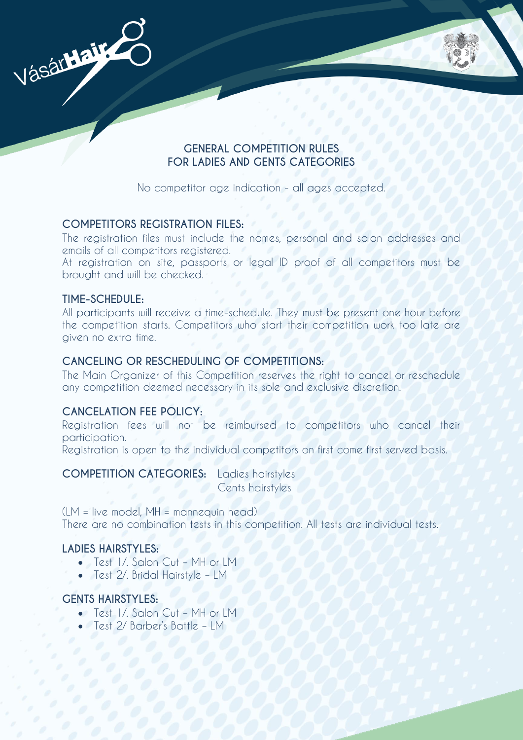# GENERAL COMPETITION RULES FOR LADIES AND GENTS CATEGORIES

No competitor age indication - all ages accepted.

## COMPETITORS REGISTRATION FILES:

The registration files must include the names, personal and salon addresses and emails of all competitors registered.
At registration on site, passports or legal ID proof of all competitors must be brought and will be checked.

## TIME-SCHEDULE:

All participants will receive a time-schedule. They must be present one hour before the competition starts. Competitors who start their competition work too late are given no extra time.

## CANCELING OR RESCHEDULING OF COMPETITIONS:

The Main Organizer of this Competition reserves the right to cancel or reschedule any competition deemed necessary in its sole and exclusive discretion.

## CANCELATION FEE POLICY:

Registration fees will not be reimbursed to competitors who cancel their participation.
Registration is open to the individual competitors on first come first served basis.

**COMPETITION CATEGORIES:** Ladies hairstyles
Gents hairstyles

(LM = live model, MH = mannequin head)
There are no combination tests in this competition. All tests are individual tests.

## LADIES HAIRSTYLES:

- Test 1/. Salon Cut – MH or LM
- Test 2/. Bridal Hairstyle – LM

## GENTS HAIRSTYLES:

- Test 1/. Salon Cut – MH or LM
- Test 2/ Barber's Battle – LM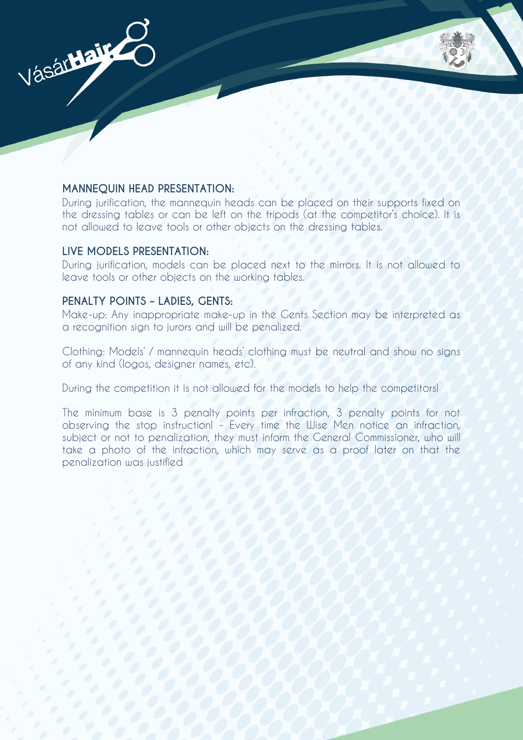## MANNEQUIN HEAD PRESENTATION:

During jurification, the mannequin heads can be placed on their supports fixed on the dressing tables or can be left on the tripods (at the competitor's choice). It is not allowed to leave tools or other objects on the dressing tables.

## LIVE MODELS PRESENTATION:

During jurification, models can be placed next to the mirrors. It is not allowed to leave tools or other objects on the working tables.

## PENALTY POINTS – LADIES, GENTS:

Make-up: Any inappropriate make-up in the Gents Section may be interpreted as a recognition sign to jurors and will be penalized.

Clothing: Models' / mannequin heads' clothing must be neutral and show no signs of any kind (logos, designer names, etc).

During the competition it is not allowed for the models to help the competitors!

The minimum base is 3 penalty points per infraction, 3 penalty points for not observing the stop instruction! - Every time the Wise Men notice an infraction, subject or not to penalization, they must inform the General Commissioner, who will take a photo of the infraction, which may serve as a proof later on that the penalization was justified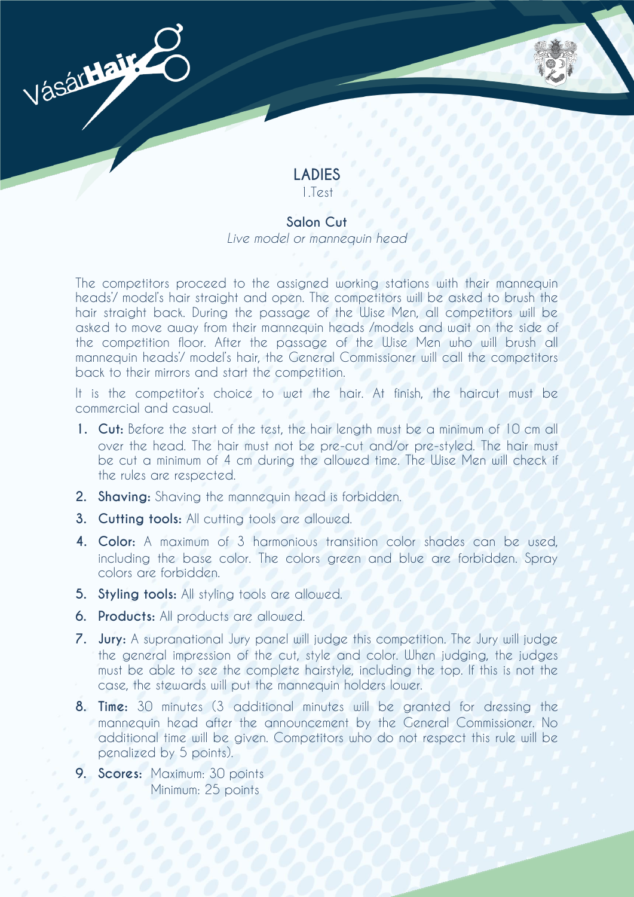# LADIES

1.Test

## Salon Cut

*Live model or mannequin head*

The competitors proceed to the assigned working stations with their mannequin heads'/ model's hair straight and open. The competitors will be asked to brush the hair straight back. During the passage of the Wise Men, all competitors will be asked to move away from their mannequin heads /models and wait on the side of the competition floor. After the passage of the Wise Men who will brush all mannequin heads'/ model's hair, the General Commissioner will call the competitors back to their mirrors and start the competition.

It is the competitor's choice to wet the hair. At finish, the haircut must be commercial and casual.

1. **Cut:** Before the start of the test, the hair length must be a minimum of 10 cm all over the head. The hair must not be pre-cut and/or pre-styled. The hair must be cut a minimum of 4 cm during the allowed time. The Wise Men will check if the rules are respected.
2. **Shaving:** Shaving the mannequin head is forbidden.
3. **Cutting tools:** All cutting tools are allowed.
4. **Color:** A maximum of 3 harmonious transition color shades can be used, including the base color. The colors green and blue are forbidden. Spray colors are forbidden.
5. **Styling tools:** All styling tools are allowed.
6. **Products:** All products are allowed.
7. **Jury:** A supranational Jury panel will judge this competition. The Jury will judge the general impression of the cut, style and color. When judging, the judges must be able to see the complete hairstyle, including the top. If this is not the case, the stewards will put the mannequin holders lower.
8. **Time:** 30 minutes (3 additional minutes will be granted for dressing the mannequin head after the announcement by the General Commissioner. No additional time will be given. Competitors who do not respect this rule will be penalized by 5 points).
9. **Scores:** Maximum: 30 points
   Minimum: 25 points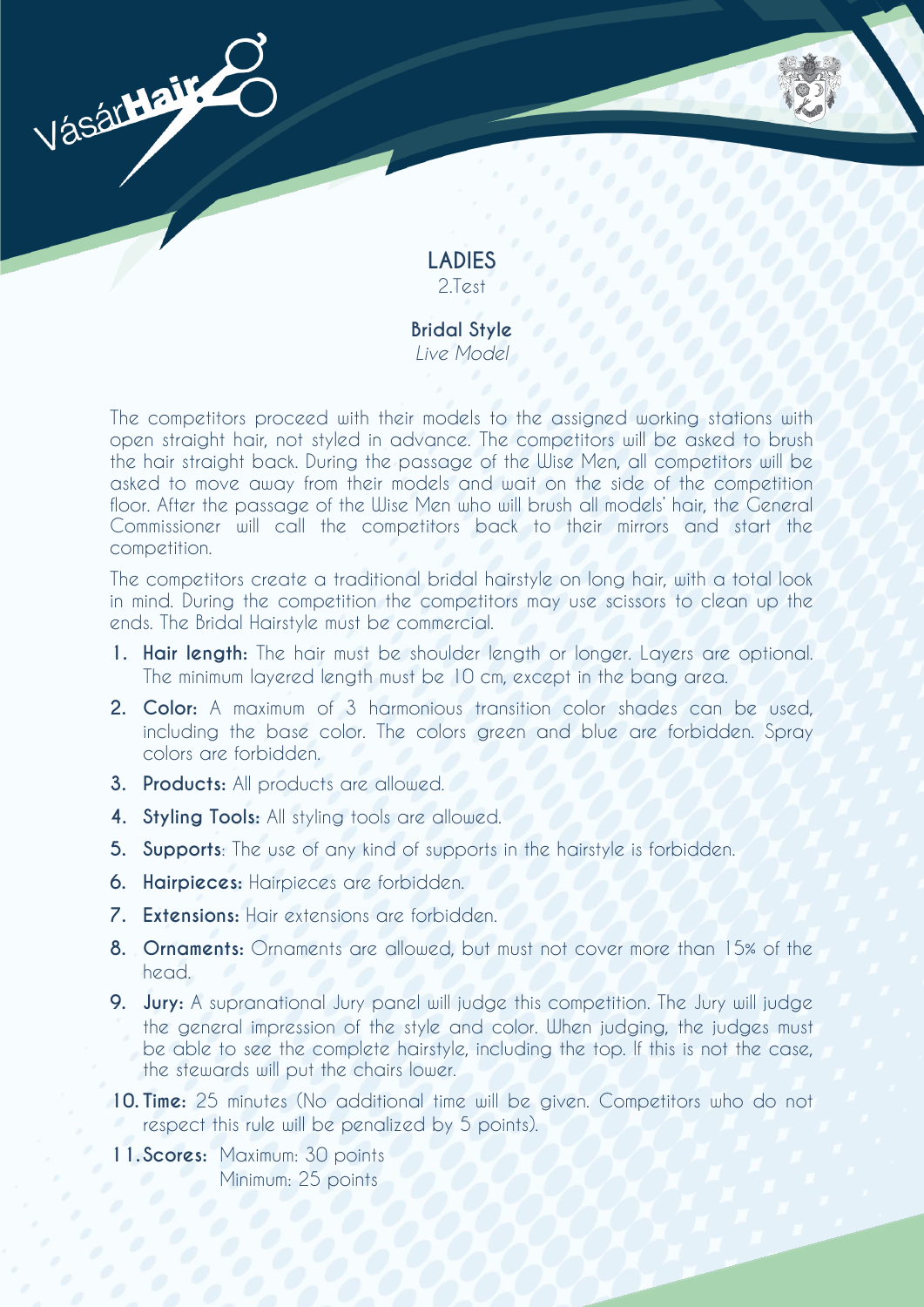# LADIES

2.Test

## Bridal Style

*Live Model*

The competitors proceed with their models to the assigned working stations with open straight hair, not styled in advance. The competitors will be asked to brush the hair straight back. During the passage of the Wise Men, all competitors will be asked to move away from their models and wait on the side of the competition floor. After the passage of the Wise Men who will brush all models' hair, the General Commissioner will call the competitors back to their mirrors and start the competition.

The competitors create a traditional bridal hairstyle on long hair, with a total look in mind. During the competition the competitors may use scissors to clean up the ends. The Bridal Hairstyle must be commercial.

1. **Hair length:** The hair must be shoulder length or longer. Layers are optional. The minimum layered length must be 10 cm, except in the bang area.
2. **Color:** A maximum of 3 harmonious transition color shades can be used, including the base color. The colors green and blue are forbidden. Spray colors are forbidden.
3. **Products:** All products are allowed.
4. **Styling Tools:** All styling tools are allowed.
5. **Supports**: The use of any kind of supports in the hairstyle is forbidden.
6. **Hairpieces:** Hairpieces are forbidden.
7. **Extensions:** Hair extensions are forbidden.
8. **Ornaments:** Ornaments are allowed, but must not cover more than 15% of the head.
9. **Jury:** A supranational Jury panel will judge this competition. The Jury will judge the general impression of the style and color. When judging, the judges must be able to see the complete hairstyle, including the top. If this is not the case, the stewards will put the chairs lower.
10. **Time:** 25 minutes (No additional time will be given. Competitors who do not respect this rule will be penalized by 5 points).
11. **Scores:** Maximum: 30 points
    Minimum: 25 points